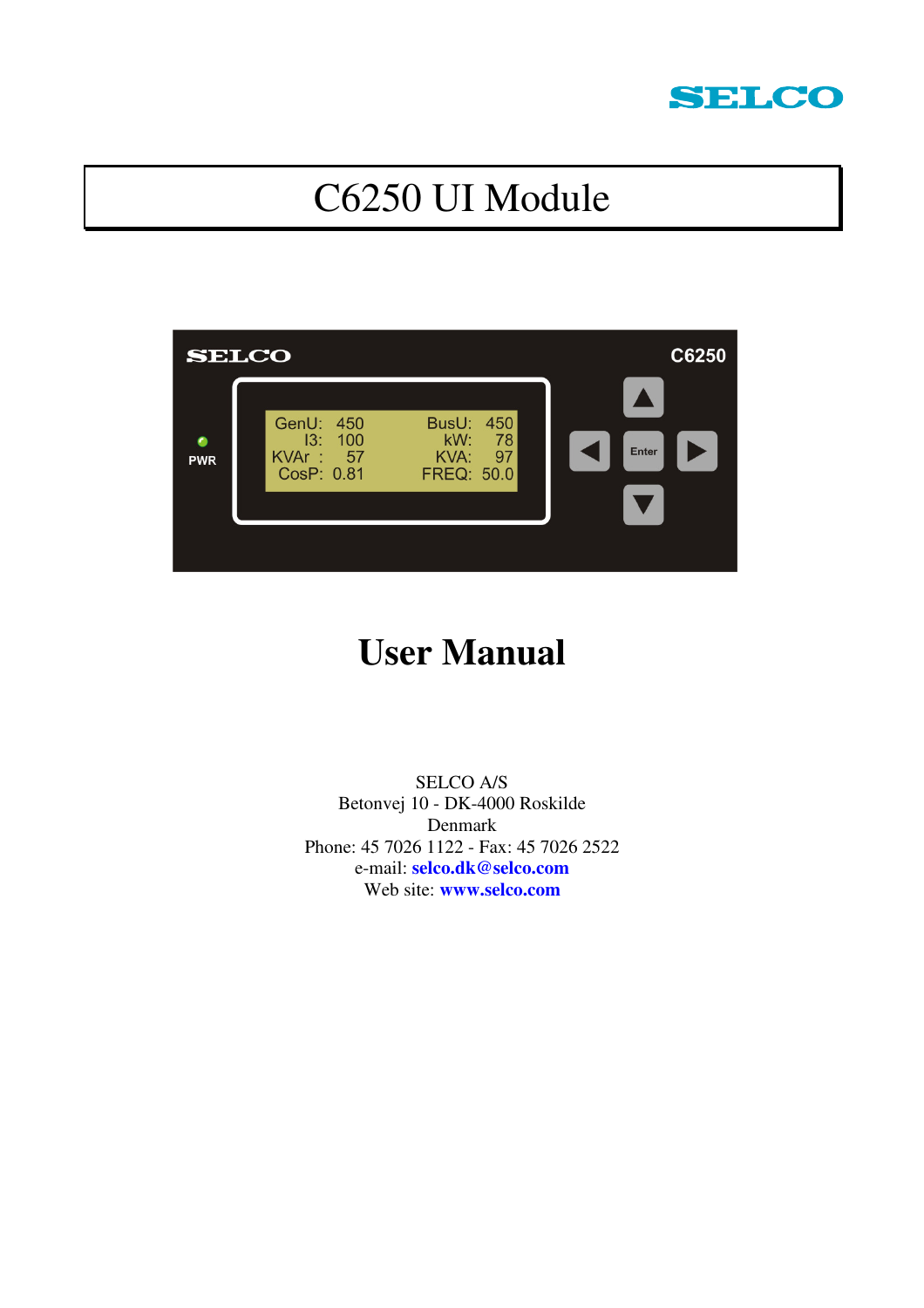SELCO

# C6250 UI Module

# User Manual

SELCO A/S
Betonvej 10 - DK-4000 Roskilde
Denmark
Phone: 45 7026 1122 - Fax: 45 7026 2522
e-mail: **selco.dk@selco.com**
Web site: **www.selco.com**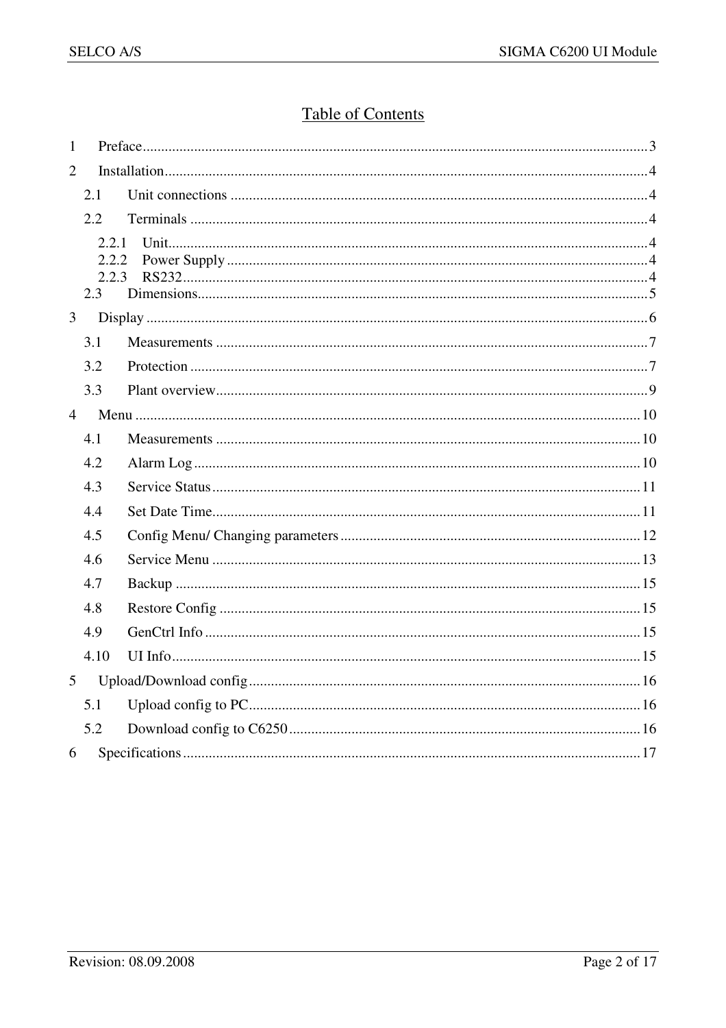# Table of Contents

1 Preface ........ 3

2 Installation ........ 4

- 2.1 Unit connections ........ 4
- 2.2 Terminals ........ 4
  - 2.2.1 Unit ........ 4
  - 2.2.2 Power Supply ........ 4
  - 2.2.3 RS232 ........ 4
- 2.3 Dimensions ........ 5

3 Display ........ 6

- 3.1 Measurements ........ 7
- 3.2 Protection ........ 7
- 3.3 Plant overview ........ 9

4 Menu ........ 10

- 4.1 Measurements ........ 10
- 4.2 Alarm Log ........ 10
- 4.3 Service Status ........ 11
- 4.4 Set Date Time ........ 11
- 4.5 Config Menu/ Changing parameters ........ 12
- 4.6 Service Menu ........ 13
- 4.7 Backup ........ 15
- 4.8 Restore Config ........ 15
- 4.9 GenCtrl Info ........ 15
- 4.10 UI Info ........ 15

5 Upload/Download config ........ 16

- 5.1 Upload config to PC ........ 16
- 5.2 Download config to C6250 ........ 16

6 Specifications ........ 17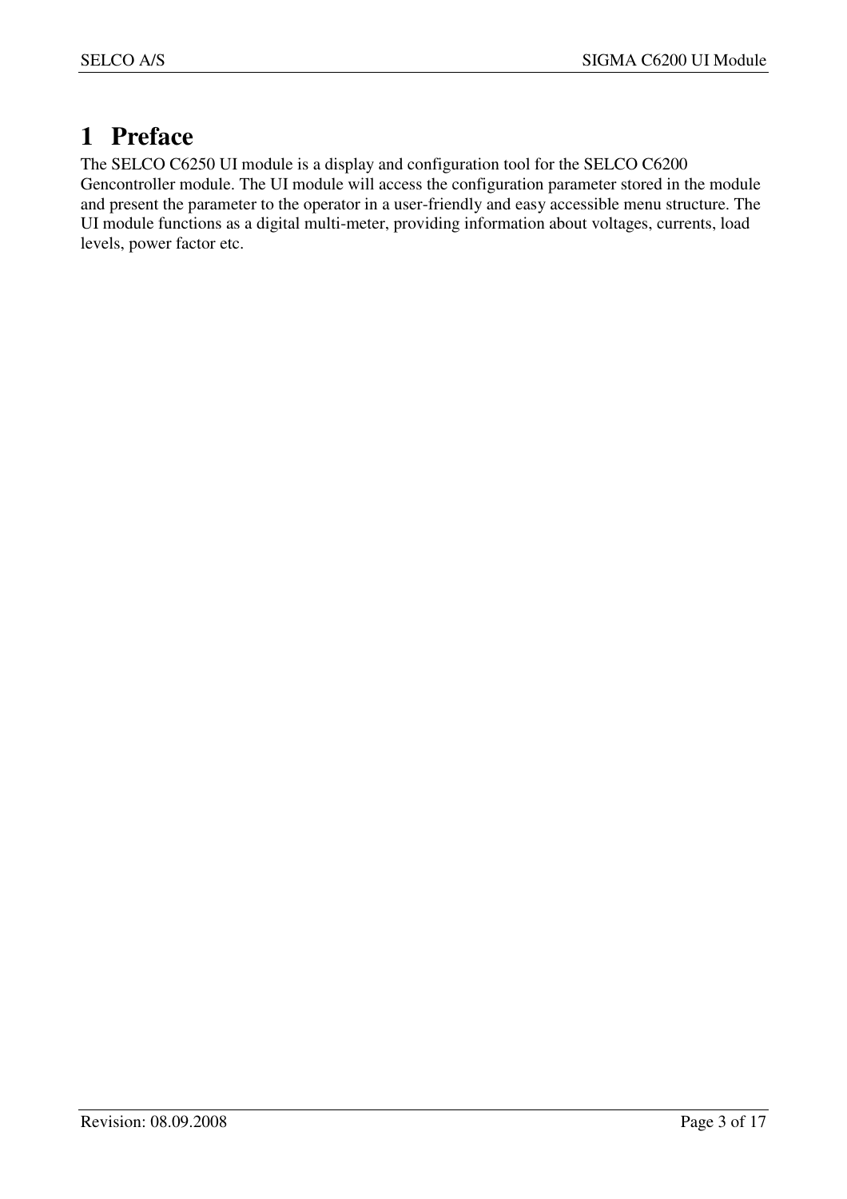# 1 Preface

The SELCO C6250 UI module is a display and configuration tool for the SELCO C6200 Gencontroller module. The UI module will access the configuration parameter stored in the module and present the parameter to the operator in a user-friendly and easy accessible menu structure. The UI module functions as a digital multi-meter, providing information about voltages, currents, load levels, power factor etc.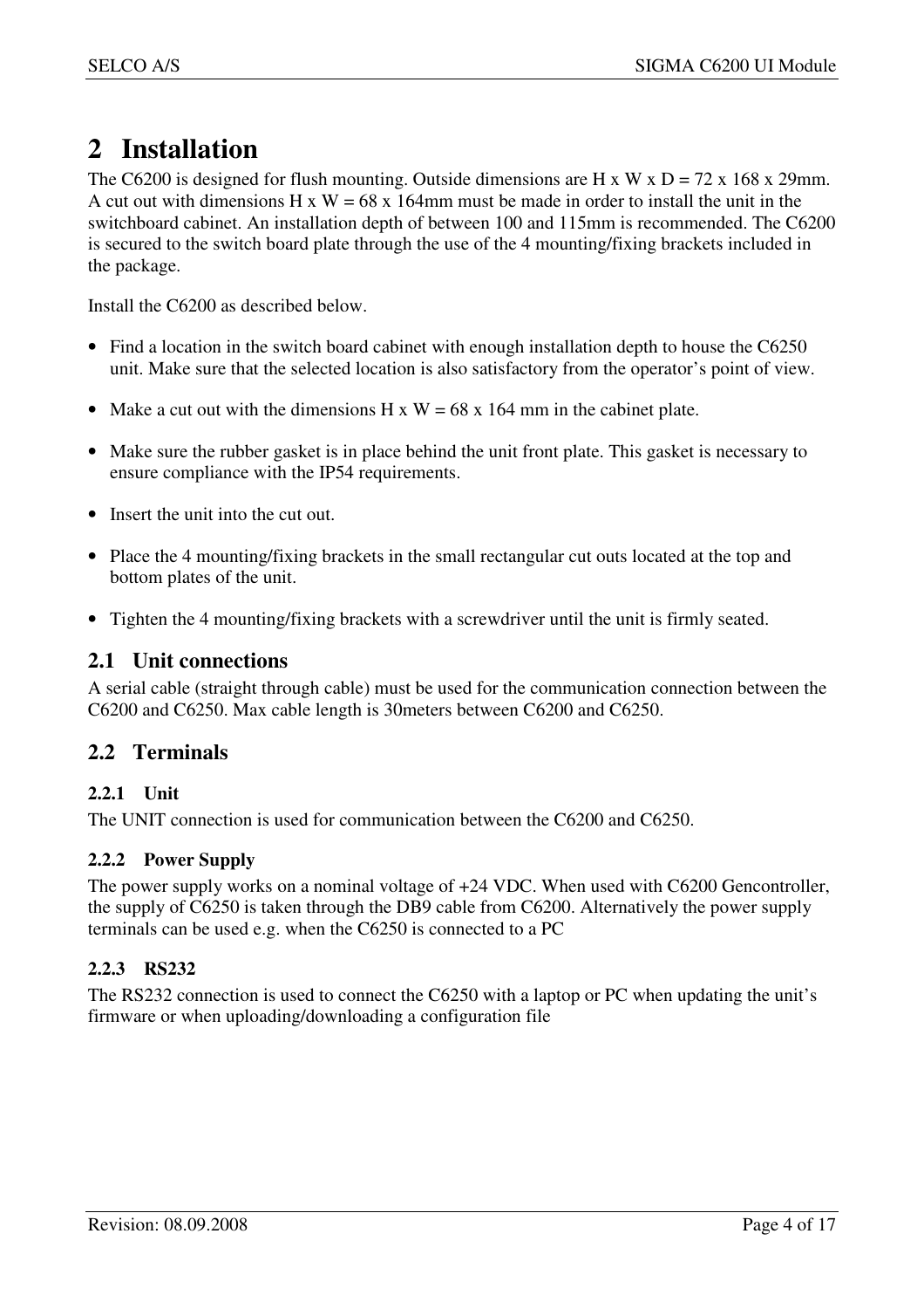# 2 Installation

The C6200 is designed for flush mounting. Outside dimensions are H x W x D = 72 x 168 x 29mm. A cut out with dimensions H x W = 68 x 164mm must be made in order to install the unit in the switchboard cabinet. An installation depth of between 100 and 115mm is recommended. The C6200 is secured to the switch board plate through the use of the 4 mounting/fixing brackets included in the package.

Install the C6200 as described below.

- Find a location in the switch board cabinet with enough installation depth to house the C6250 unit. Make sure that the selected location is also satisfactory from the operator’s point of view.
- Make a cut out with the dimensions H x W = 68 x 164 mm in the cabinet plate.
- Make sure the rubber gasket is in place behind the unit front plate. This gasket is necessary to ensure compliance with the IP54 requirements.
- Insert the unit into the cut out.
- Place the 4 mounting/fixing brackets in the small rectangular cut outs located at the top and bottom plates of the unit.
- Tighten the 4 mounting/fixing brackets with a screwdriver until the unit is firmly seated.

## 2.1 Unit connections

A serial cable (straight through cable) must be used for the communication connection between the C6200 and C6250. Max cable length is 30meters between C6200 and C6250.

## 2.2 Terminals

### 2.2.1 Unit

The UNIT connection is used for communication between the C6200 and C6250.

### 2.2.2 Power Supply

The power supply works on a nominal voltage of +24 VDC. When used with C6200 Gencontroller, the supply of C6250 is taken through the DB9 cable from C6200. Alternatively the power supply terminals can be used e.g. when the C6250 is connected to a PC

### 2.2.3 RS232

The RS232 connection is used to connect the C6250 with a laptop or PC when updating the unit’s firmware or when uploading/downloading a configuration file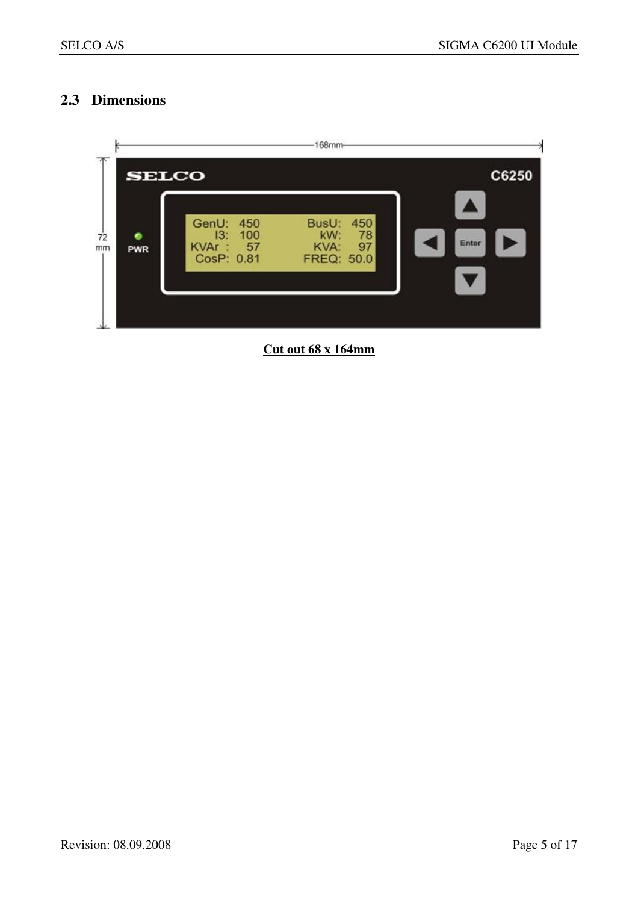## 2.3 Dimensions

**Cut out 68 x 164mm**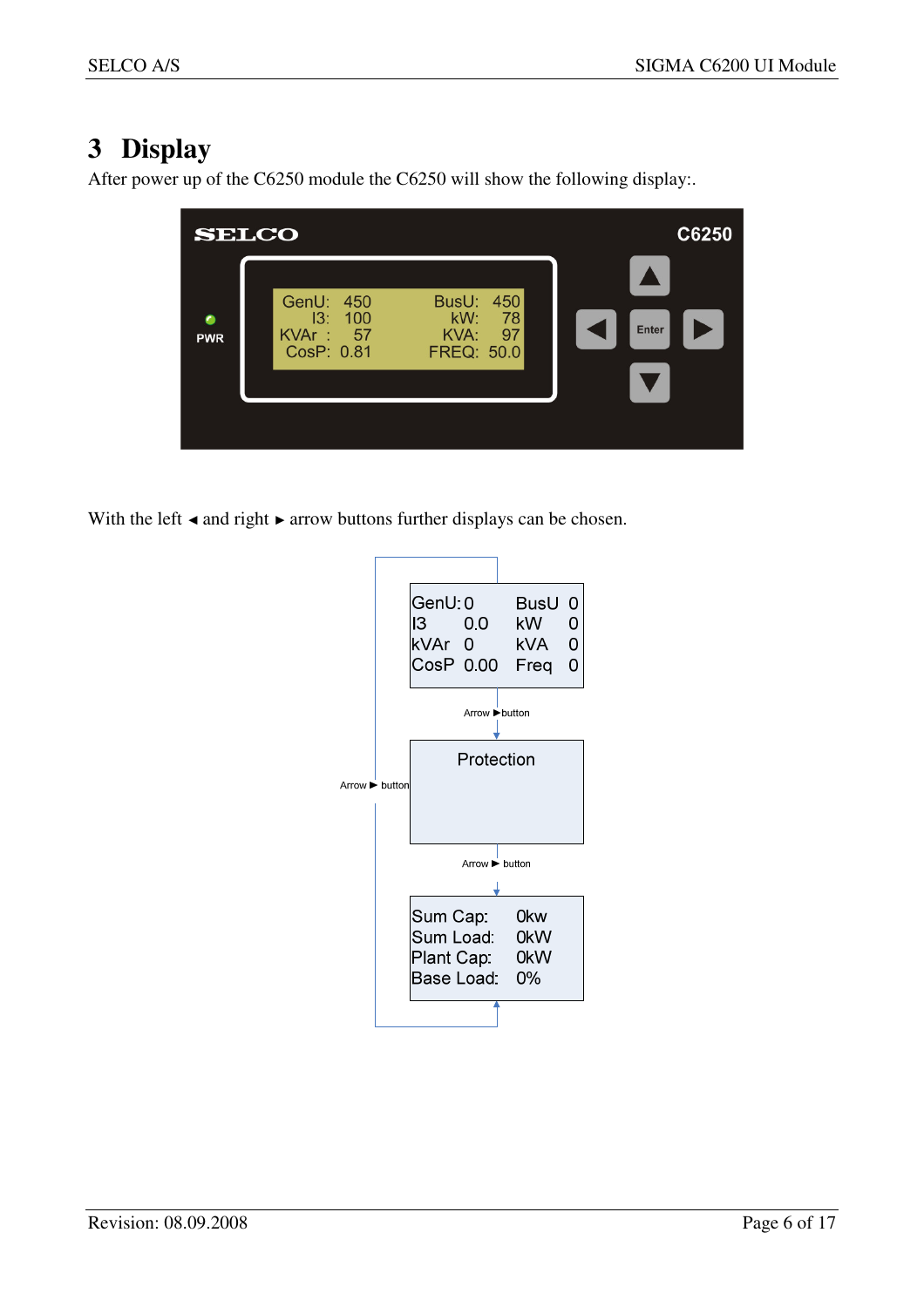# 3 Display

After power up of the C6250 module the C6250 will show the following display:.

```
SELCO                                      C6250

        GenU:  450        BusU:  450
          I3:  100          kW:   78
        KVAr :  57         KVA:   97
        CosP: 0.81        FREQ: 50.0
PWR
```

With the left ◄ and right ► arrow buttons further displays can be chosen.

```
GenU: 0      BusU  0
I3    0.0    kW    0
kVAr  0      kVA   0
CosP  0.00   Freq  0
```

Arrow ► button

```
Protection
```

Arrow ► button

```
Sum Cap:     0kw
Sum Load:    0kW
Plant Cap:   0kW
Base Load:   0%
```

Arrow ► button (back to first display)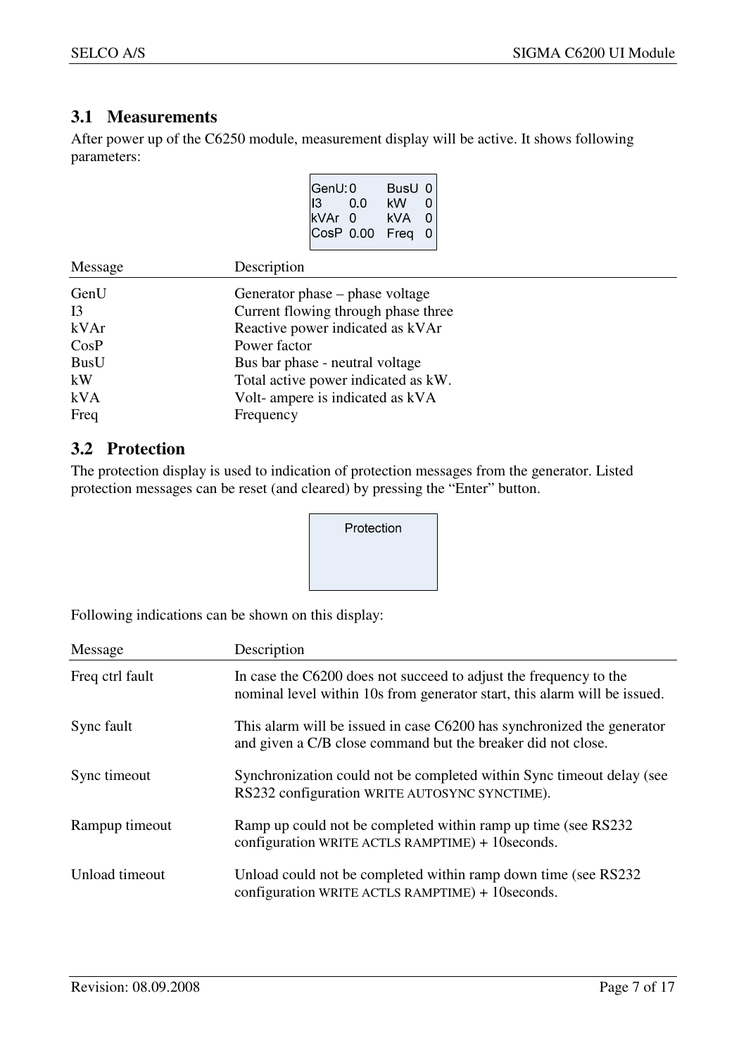## 3.1 Measurements

After power up of the C6250 module, measurement display will be active. It shows following parameters:

```
GenU: 0      BusU  0
I3    0.0    kW    0
kVAr  0      kVA   0
CosP  0.00   Freq  0
```

| Message | Description |
|---|---|
| GenU | Generator phase – phase voltage |
| I3 | Current flowing through phase three |
| kVAr | Reactive power indicated as kVAr |
| CosP | Power factor |
| BusU | Bus bar phase - neutral voltage |
| kW | Total active power indicated as kW. |
| kVA | Volt- ampere is indicated as kVA |
| Freq | Frequency |

## 3.2 Protection

The protection display is used to indication of protection messages from the generator. Listed protection messages can be reset (and cleared) by pressing the "Enter" button.

```
Protection
```

Following indications can be shown on this display:

| Message | Description |
|---|---|
| Freq ctrl fault | In case the C6200 does not succeed to adjust the frequency to the nominal level within 10s from generator start, this alarm will be issued. |
| Sync fault | This alarm will be issued in case C6200 has synchronized the generator and given a C/B close command but the breaker did not close. |
| Sync timeout | Synchronization could not be completed within Sync timeout delay (see RS232 configuration WRITE AUTOSYNC SYNCTIME). |
| Rampup timeout | Ramp up could not be completed within ramp up time (see RS232 configuration WRITE ACTLS RAMPTIME) + 10seconds. |
| Unload timeout | Unload could not be completed within ramp down time (see RS232 configuration WRITE ACTLS RAMPTIME) + 10seconds. |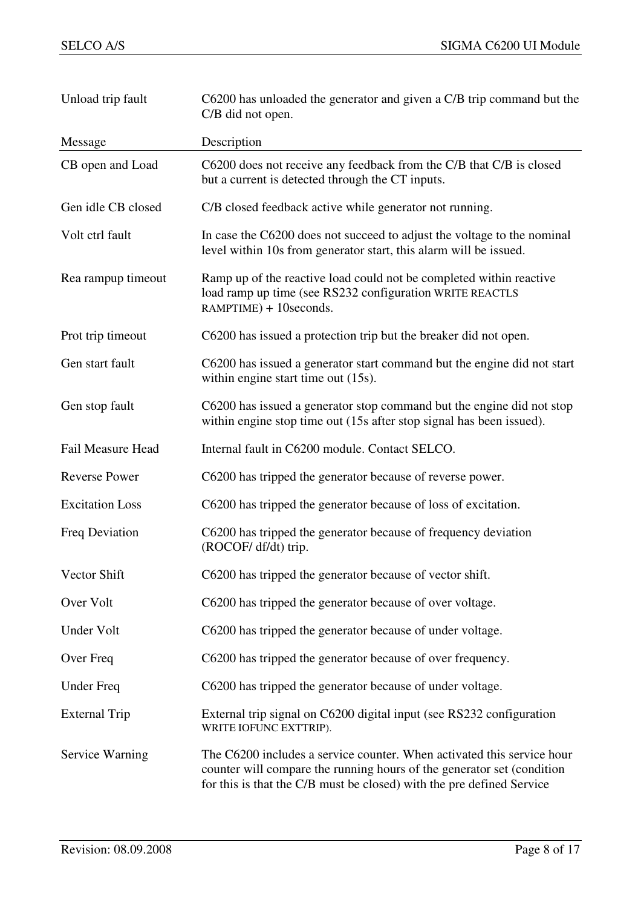| | |
|---|---|
| Unload trip fault | C6200 has unloaded the generator and given a C/B trip command but the C/B did not open. |

| Message | Description |
|---|---|
| CB open and Load | C6200 does not receive any feedback from the C/B that C/B is closed but a current is detected through the CT inputs. |
| Gen idle CB closed | C/B closed feedback active while generator not running. |
| Volt ctrl fault | In case the C6200 does not succeed to adjust the voltage to the nominal level within 10s from generator start, this alarm will be issued. |
| Rea rampup timeout | Ramp up of the reactive load could not be completed within reactive load ramp up time (see RS232 configuration WRITE REACTLS RAMPTIME) + 10seconds. |
| Prot trip timeout | C6200 has issued a protection trip but the breaker did not open. |
| Gen start fault | C6200 has issued a generator start command but the engine did not start within engine start time out (15s). |
| Gen stop fault | C6200 has issued a generator stop command but the engine did not stop within engine stop time out (15s after stop signal has been issued). |
| Fail Measure Head | Internal fault in C6200 module. Contact SELCO. |
| Reverse Power | C6200 has tripped the generator because of reverse power. |
| Excitation Loss | C6200 has tripped the generator because of loss of excitation. |
| Freq Deviation | C6200 has tripped the generator because of frequency deviation (ROCOF/ df/dt) trip. |
| Vector Shift | C6200 has tripped the generator because of vector shift. |
| Over Volt | C6200 has tripped the generator because of over voltage. |
| Under Volt | C6200 has tripped the generator because of under voltage. |
| Over Freq | C6200 has tripped the generator because of over frequency. |
| Under Freq | C6200 has tripped the generator because of under voltage. |
| External Trip | External trip signal on C6200 digital input (see RS232 configuration WRITE IOFUNC EXTTRIP). |
| Service Warning | The C6200 includes a service counter. When activated this service hour counter will compare the running hours of the generator set (condition for this is that the C/B must be closed) with the pre defined Service |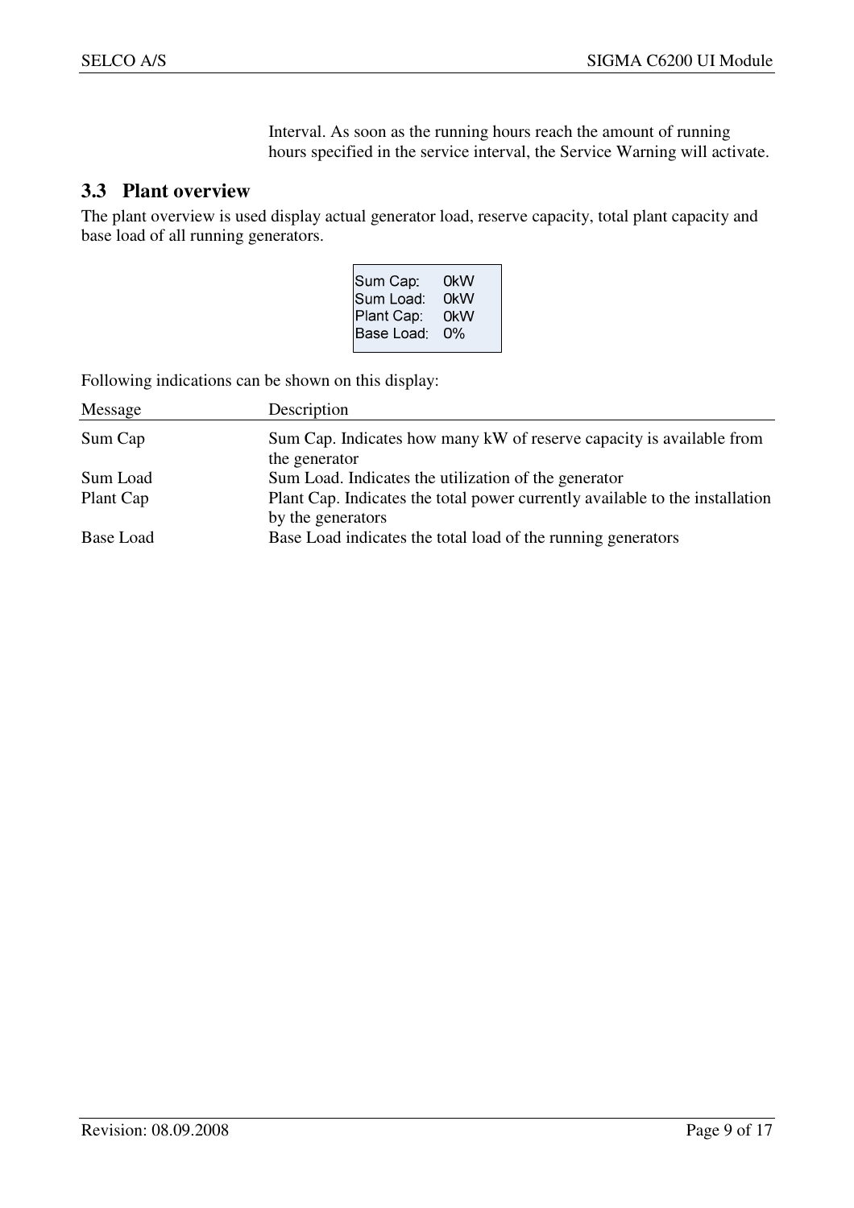Interval. As soon as the running hours reach the amount of running hours specified in the service interval, the Service Warning will activate.

## 3.3 Plant overview

The plant overview is used display actual generator load, reserve capacity, total plant capacity and base load of all running generators.

```
Sum Cap:    0kW
Sum Load:   0kW
Plant Cap:  0kW
Base Load:  0%
```

Following indications can be shown on this display:

| Message | Description |
|---|---|
| Sum Cap | Sum Cap. Indicates how many kW of reserve capacity is available from the generator |
| Sum Load | Sum Load. Indicates the utilization of the generator |
| Plant Cap | Plant Cap. Indicates the total power currently available to the installation by the generators |
| Base Load | Base Load indicates the total load of the running generators |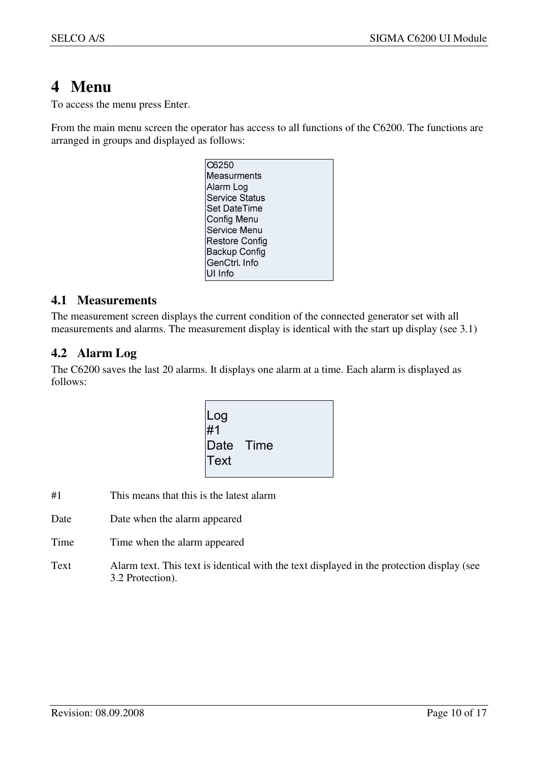# 4 Menu

To access the menu press Enter.

From the main menu screen the operator has access to all functions of the C6200. The functions are arranged in groups and displayed as follows:

```
C6250
Measurments
Alarm Log
Service Status
Set DateTime
Config Menu
Service Menu
Restore Config
Backup Config
GenCtrl. Info
UI Info
```

## 4.1 Measurements

The measurement screen displays the current condition of the connected generator set with all measurements and alarms. The measurement display is identical with the start up display (see 3.1)

## 4.2 Alarm Log

The C6200 saves the last 20 alarms. It displays one alarm at a time. Each alarm is displayed as follows:

```
Log
#1
Date   Time
Text
```

| | |
|---|---|
| #1 | This means that this is the latest alarm |
| Date | Date when the alarm appeared |
| Time | Time when the alarm appeared |
| Text | Alarm text. This text is identical with the text displayed in the protection display (see 3.2 Protection). |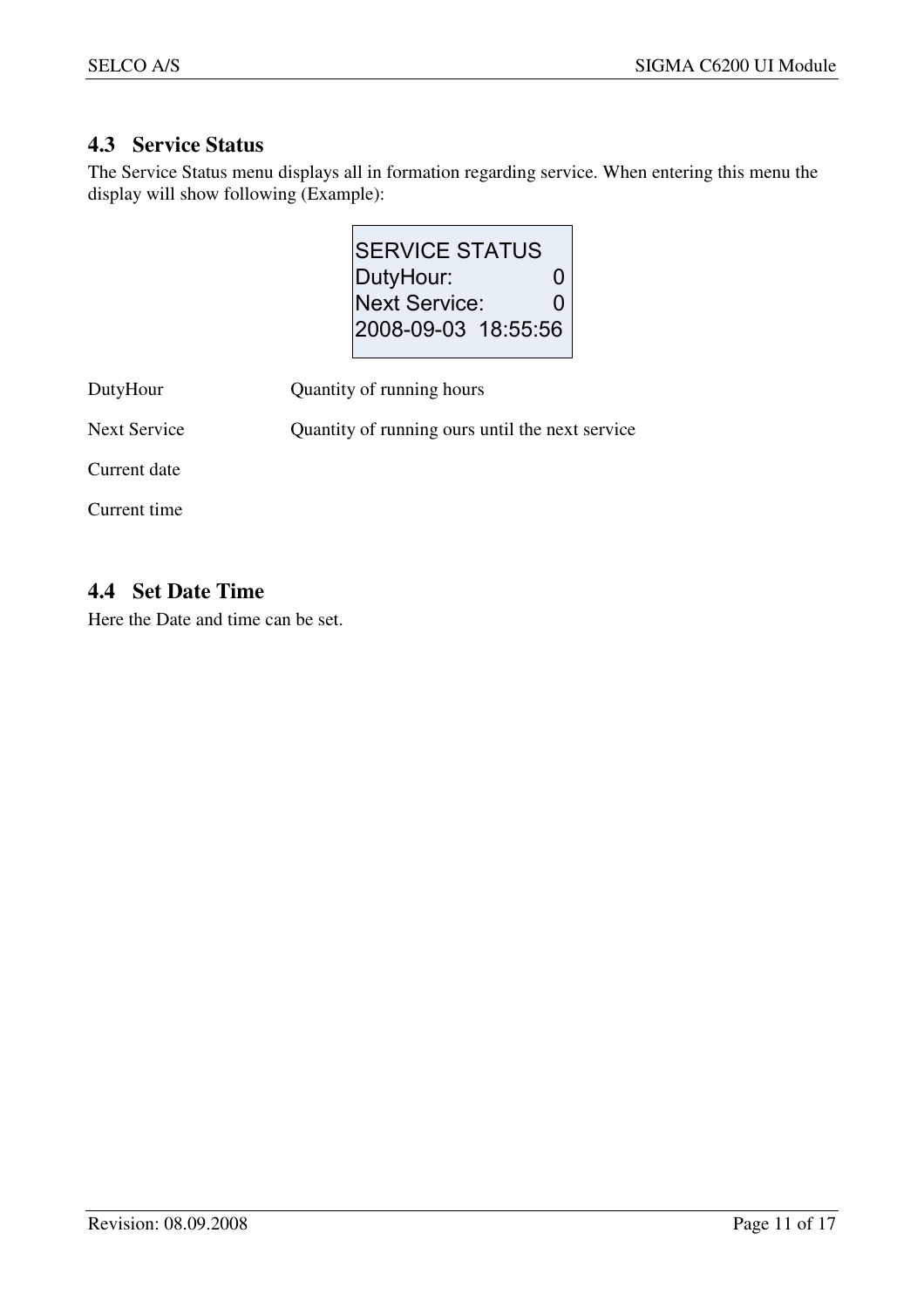## 4.3 Service Status

The Service Status menu displays all in formation regarding service. When entering this menu the display will show following (Example):

```
SERVICE STATUS
DutyHour:           0
Next Service:       0
2008-09-03  18:55:56
```

| | |
|---|---|
| DutyHour | Quantity of running hours |
| Next Service | Quantity of running ours until the next service |
| Current date | |
| Current time | |

## 4.4 Set Date Time

Here the Date and time can be set.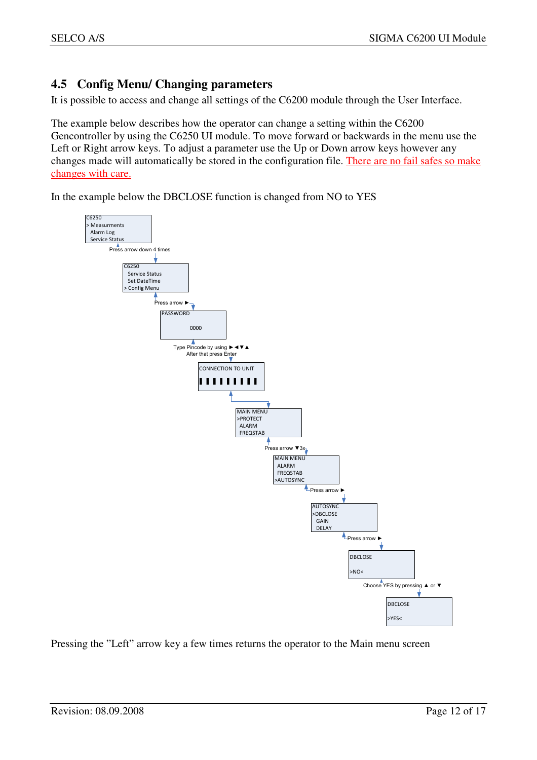## 4.5 Config Menu/ Changing parameters

It is possible to access and change all settings of the C6200 module through the User Interface.

The example below describes how the operator can change a setting within the C6200 Gencontroller by using the C6250 UI module. To move forward or backwards in the menu use the Left or Right arrow keys. To adjust a parameter use the Up or Down arrow keys however any changes made will automatically be stored in the configuration file. There are no fail safes so make changes with care.

In the example below the DBCLOSE function is changed from NO to YES

```
C6250
> Measurments
  Alarm Log
  Service Status
```

Press arrow down 4 times

```
C6250
  Service Status
  Set DateTime
> Config Menu
```

Press arrow ►

```
PASSWORD

      0000
```

Type Pincode by using ►◄▼▲
After that press Enter

```
CONNECTION TO UNIT
▌▌▌▌▌▌▌▌▌
```

```
MAIN MENU
>PROTECT
  ALARM
  FREQSTAB
```

Press arrow ▼3x

```
MAIN MENU
  ALARM
  FREQSTAB
>AUTOSYNC
```

Press arrow ►

```
AUTOSYNC
>DBCLOSE
  GAIN
  DELAY
```

Press arrow ►

```
DBCLOSE

>NO<
```

Choose YES by pressing ▲ or ▼

```
DBCLOSE

>YES<
```

Pressing the "Left" arrow key a few times returns the operator to the Main menu screen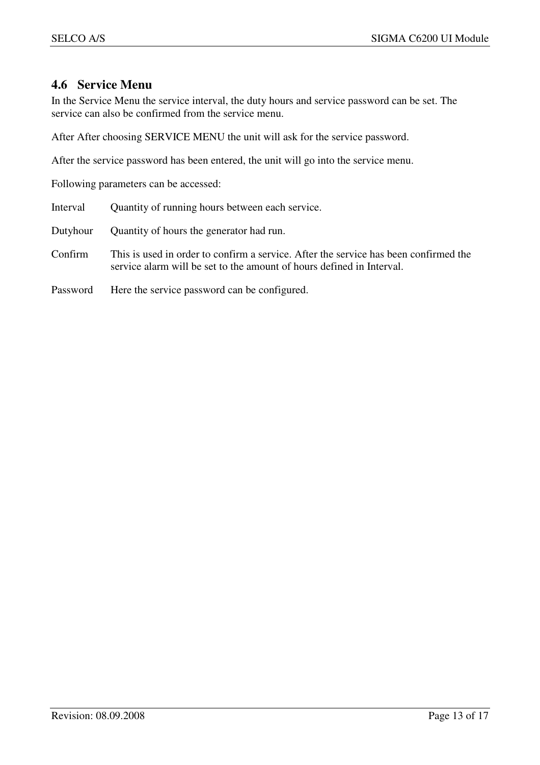## 4.6 Service Menu

In the Service Menu the service interval, the duty hours and service password can be set. The service can also be confirmed from the service menu.

After After choosing SERVICE MENU the unit will ask for the service password.

After the service password has been entered, the unit will go into the service menu.

Following parameters can be accessed:

Interval  Quantity of running hours between each service.

Dutyhour  Quantity of hours the generator had run.

Confirm  This is used in order to confirm a service. After the service has been confirmed the service alarm will be set to the amount of hours defined in Interval.

Password  Here the service password can be configured.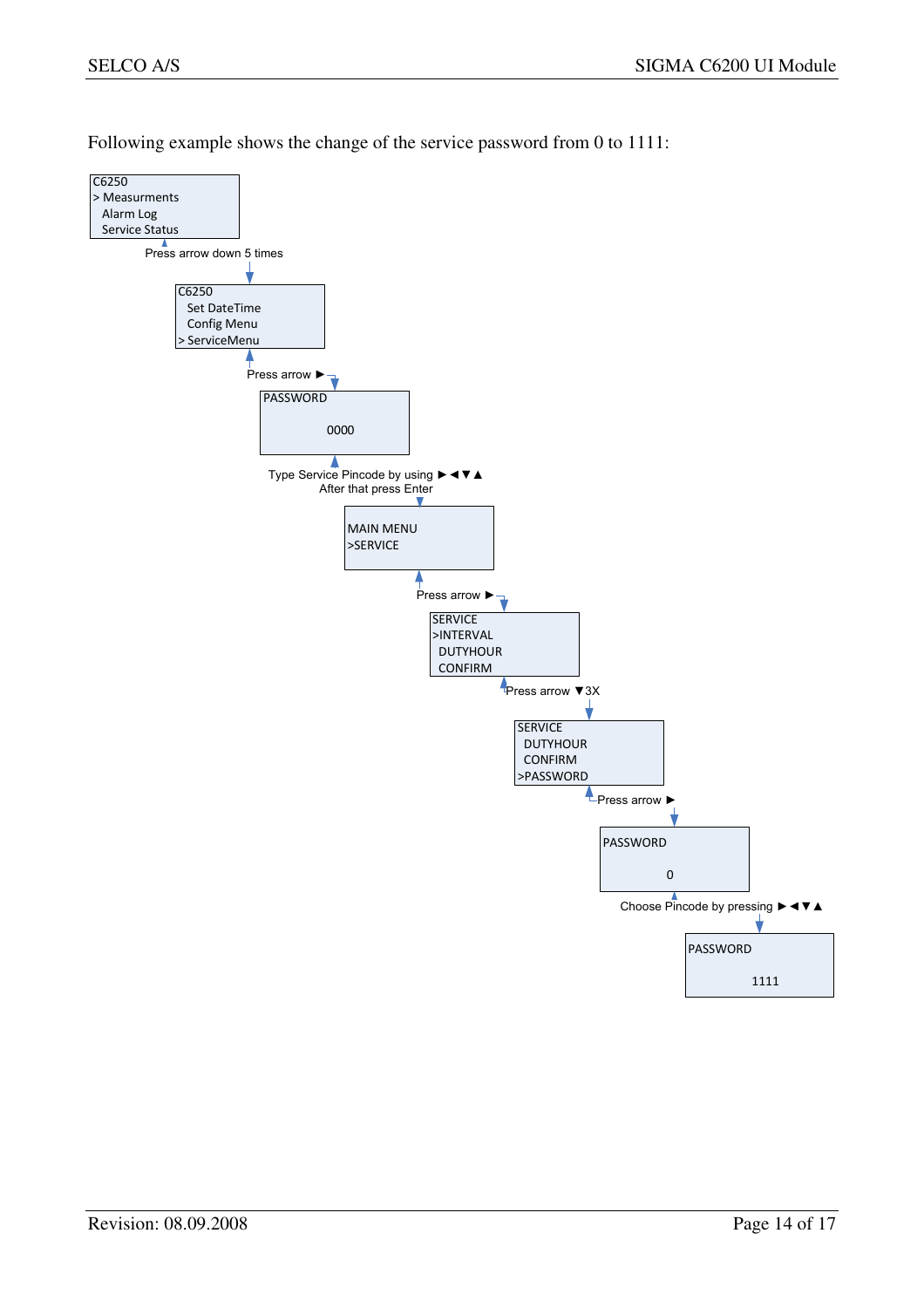Following example shows the change of the service password from 0 to 1111:

```
C6250
> Measurments
  Alarm Log
  Service Status
```

Press arrow down 5 times

```
C6250
  Set DateTime
  Config Menu
> ServiceMenu
```

Press arrow ►

```
PASSWORD

        0000
```

Type Service Pincode by using ►◄▼▲
After that press Enter

```
MAIN MENU
>SERVICE
```

Press arrow ►

```
SERVICE
>INTERVAL
 DUTYHOUR
 CONFIRM
```

Press arrow ▼3X

```
SERVICE
 DUTYHOUR
 CONFIRM
>PASSWORD
```

Press arrow ►

```
PASSWORD

        0
```

Choose Pincode by pressing ►◄▼▲

```
PASSWORD

        1111
```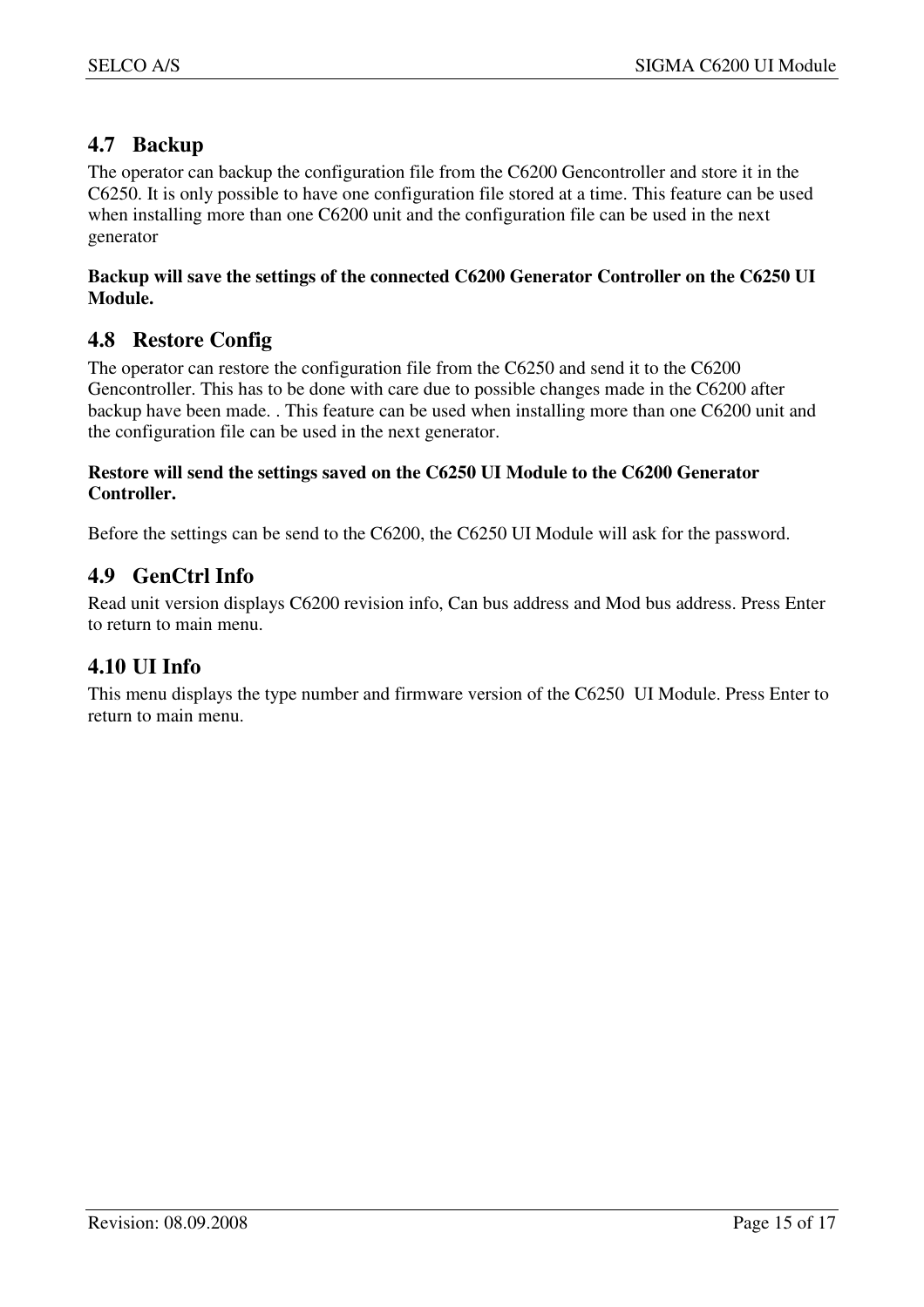## 4.7 Backup

The operator can backup the configuration file from the C6200 Gencontroller and store it in the C6250. It is only possible to have one configuration file stored at a time. This feature can be used when installing more than one C6200 unit and the configuration file can be used in the next generator

**Backup will save the settings of the connected C6200 Generator Controller on the C6250 UI Module.**

## 4.8 Restore Config

The operator can restore the configuration file from the C6250 and send it to the C6200 Gencontroller. This has to be done with care due to possible changes made in the C6200 after backup have been made. . This feature can be used when installing more than one C6200 unit and the configuration file can be used in the next generator.

**Restore will send the settings saved on the C6250 UI Module to the C6200 Generator Controller.**

Before the settings can be send to the C6200, the C6250 UI Module will ask for the password.

## 4.9 GenCtrl Info

Read unit version displays C6200 revision info, Can bus address and Mod bus address. Press Enter to return to main menu.

## 4.10 UI Info

This menu displays the type number and firmware version of the C6250 UI Module. Press Enter to return to main menu.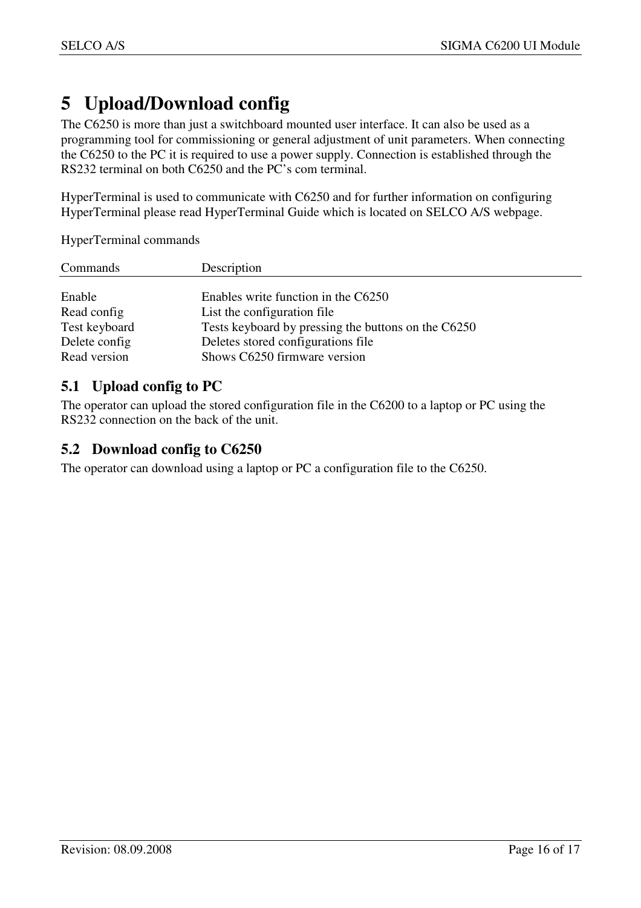# 5 Upload/Download config

The C6250 is more than just a switchboard mounted user interface. It can also be used as a programming tool for commissioning or general adjustment of unit parameters. When connecting the C6250 to the PC it is required to use a power supply. Connection is established through the RS232 terminal on both C6250 and the PC's com terminal.

HyperTerminal is used to communicate with C6250 and for further information on configuring HyperTerminal please read HyperTerminal Guide which is located on SELCO A/S webpage.

HyperTerminal commands

| Commands | Description |
|---|---|
| Enable | Enables write function in the C6250 |
| Read config | List the configuration file |
| Test keyboard | Tests keyboard by pressing the buttons on the C6250 |
| Delete config | Deletes stored configurations file |
| Read version | Shows C6250 firmware version |

## 5.1 Upload config to PC

The operator can upload the stored configuration file in the C6200 to a laptop or PC using the RS232 connection on the back of the unit.

## 5.2 Download config to C6250

The operator can download using a laptop or PC a configuration file to the C6250.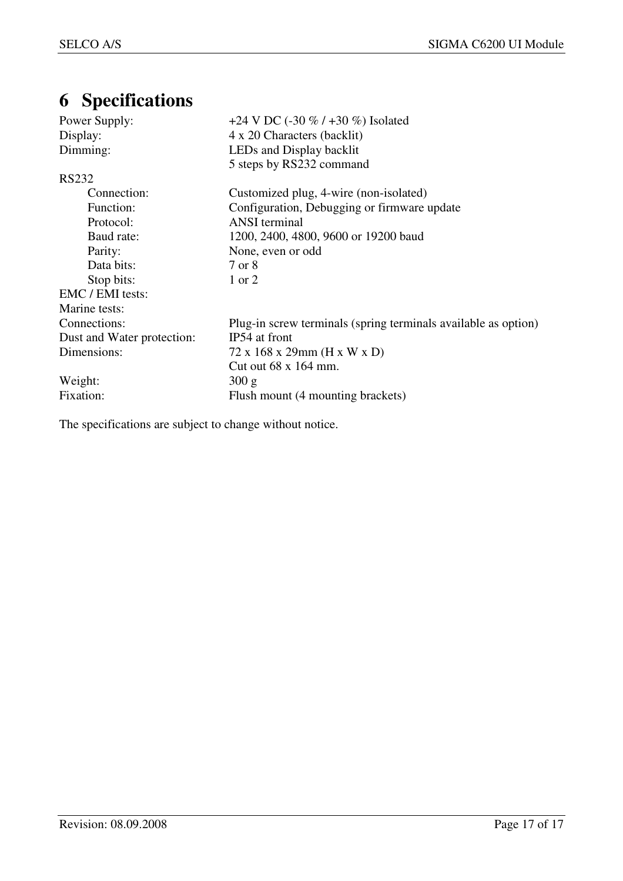# 6 Specifications

| | |
|---|---|
| Power Supply: | +24 V DC (-30 % / +30 %) Isolated |
| Display: | 4 x 20 Characters (backlit) |
| Dimming: | LEDs and Display backlit<br>5 steps by RS232 command |
| RS232 | |
| Connection: | Customized plug, 4-wire (non-isolated) |
| Function: | Configuration, Debugging or firmware update |
| Protocol: | ANSI terminal |
| Baud rate: | 1200, 2400, 4800, 9600 or 19200 baud |
| Parity: | None, even or odd |
| Data bits: | 7 or 8 |
| Stop bits: | 1 or 2 |
| EMC / EMI tests: | |
| Marine tests: | |
| Connections: | Plug-in screw terminals (spring terminals available as option) |
| Dust and Water protection: | IP54 at front |
| Dimensions: | 72 x 168 x 29mm (H x W x D)<br>Cut out 68 x 164 mm. |
| Weight: | 300 g |
| Fixation: | Flush mount (4 mounting brackets) |

The specifications are subject to change without notice.